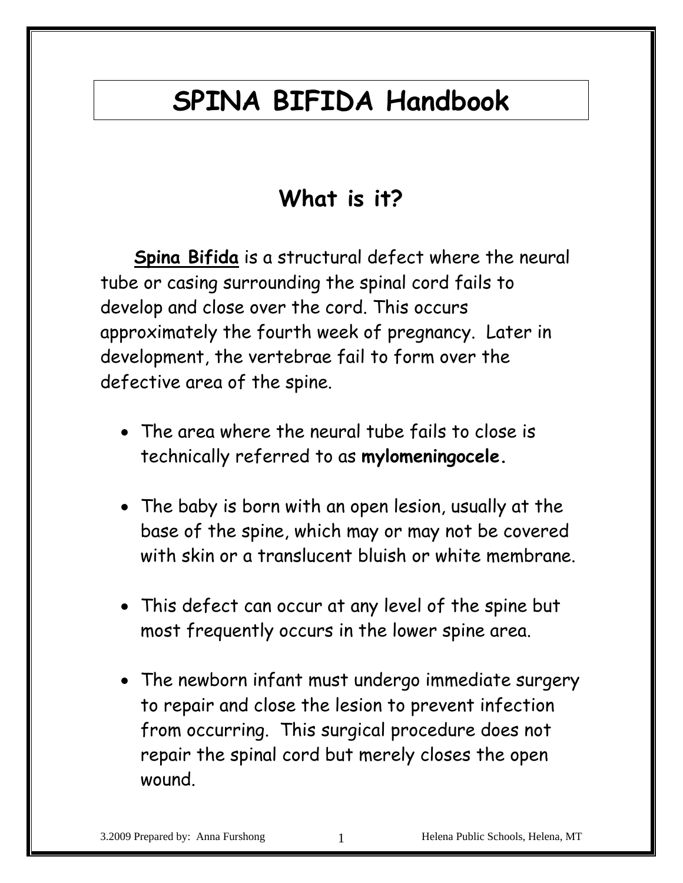# SPINA BIFIDA Handbook

## What is it?

**Spina Bifida** is a structural defect where the neural tube or casing surrounding the spinal cord fails to develop and close over the cord. This occurs approximately the fourth week of pregnancy. Later in development, the vertebrae fail to form over the defective area of the spine.

- The area where the neural tube fails to close is technically referred to as **mylomeningocele.**
- The baby is born with an open lesion, usually at the base of the spine, which may or may not be covered with skin or a translucent bluish or white membrane.
- This defect can occur at any level of the spine but most frequently occurs in the lower spine area.
- The newborn infant must undergo immediate surgery to repair and close the lesion to prevent infection from occurring. This surgical procedure does not repair the spinal cord but merely closes the open wound.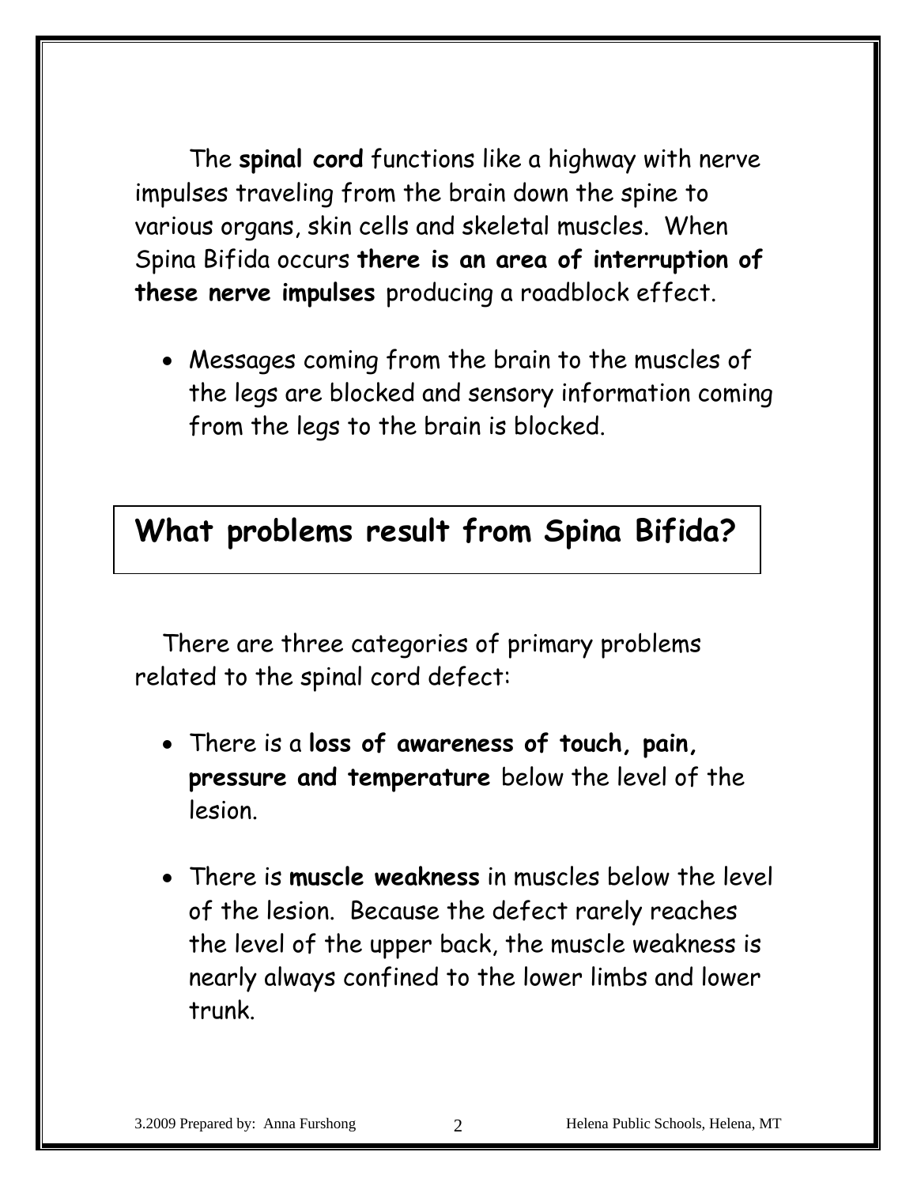The **spinal cord** functions like a highway with nerve impulses traveling from the brain down the spine to various organs, skin cells and skeletal muscles. When Spina Bifida occurs **there is an area of interruption of these nerve impulses** producing a roadblock effect.

- Messages coming from the brain to the muscles of the legs are blocked and sensory information coming from the legs to the brain is blocked.

## What problems result from Spina Bifida?

There are three categories of primary problems related to the spinal cord defect:

- There is a **loss of awareness of touch, pain, pressure and temperature** below the level of the lesion.

- There is **muscle weakness** in muscles below the level of the lesion. Because the defect rarely reaches the level of the upper back, the muscle weakness is nearly always confined to the lower limbs and lower trunk.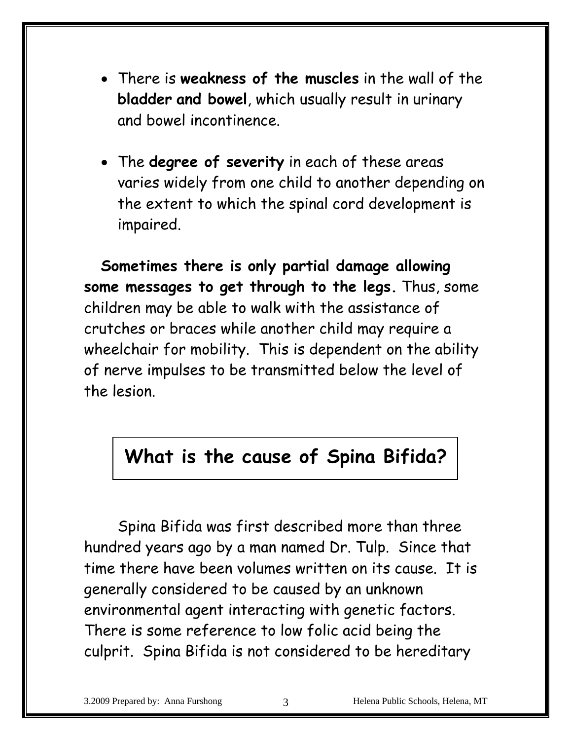- There is **weakness of the muscles** in the wall of the **bladder and bowel**, which usually result in urinary and bowel incontinence.
- The **degree of severity** in each of these areas varies widely from one child to another depending on the extent to which the spinal cord development is impaired.

**Sometimes there is only partial damage allowing some messages to get through to the legs.** Thus, some children may be able to walk with the assistance of crutches or braces while another child may require a wheelchair for mobility. This is dependent on the ability of nerve impulses to be transmitted below the level of the lesion.

## What is the cause of Spina Bifida?

Spina Bifida was first described more than three hundred years ago by a man named Dr. Tulp. Since that time there have been volumes written on its cause. It is generally considered to be caused by an unknown environmental agent interacting with genetic factors. There is some reference to low folic acid being the culprit. Spina Bifida is not considered to be hereditary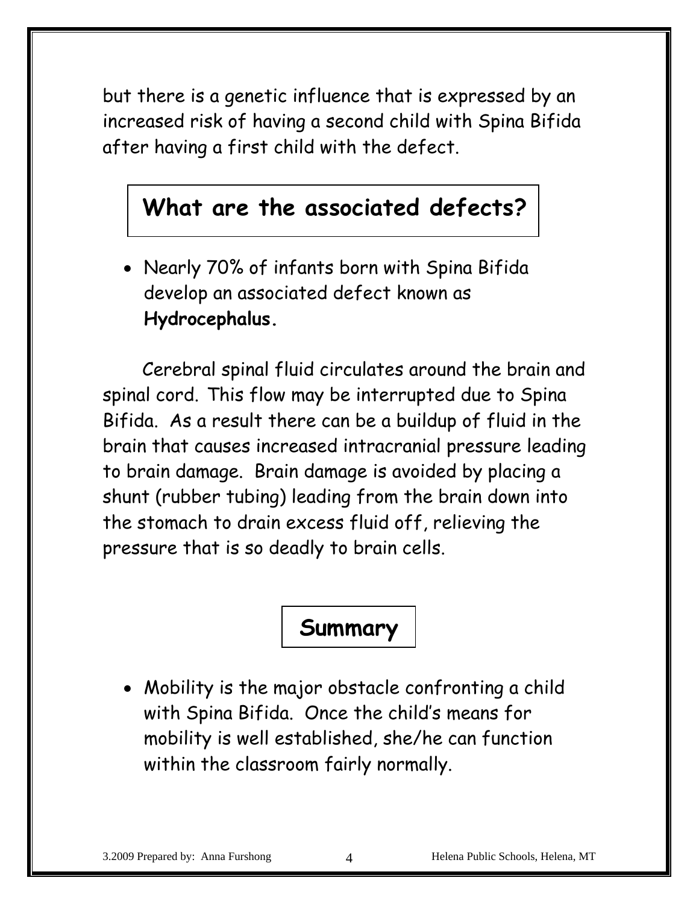but there is a genetic influence that is expressed by an increased risk of having a second child with Spina Bifida after having a first child with the defect.

## What are the associated defects?

- Nearly 70% of infants born with Spina Bifida develop an associated defect known as **Hydrocephalus.**

Cerebral spinal fluid circulates around the brain and spinal cord. This flow may be interrupted due to Spina Bifida. As a result there can be a buildup of fluid in the brain that causes increased intracranial pressure leading to brain damage. Brain damage is avoided by placing a shunt (rubber tubing) leading from the brain down into the stomach to drain excess fluid off, relieving the pressure that is so deadly to brain cells.

## Summary

- Mobility is the major obstacle confronting a child with Spina Bifida. Once the child's means for mobility is well established, she/he can function within the classroom fairly normally.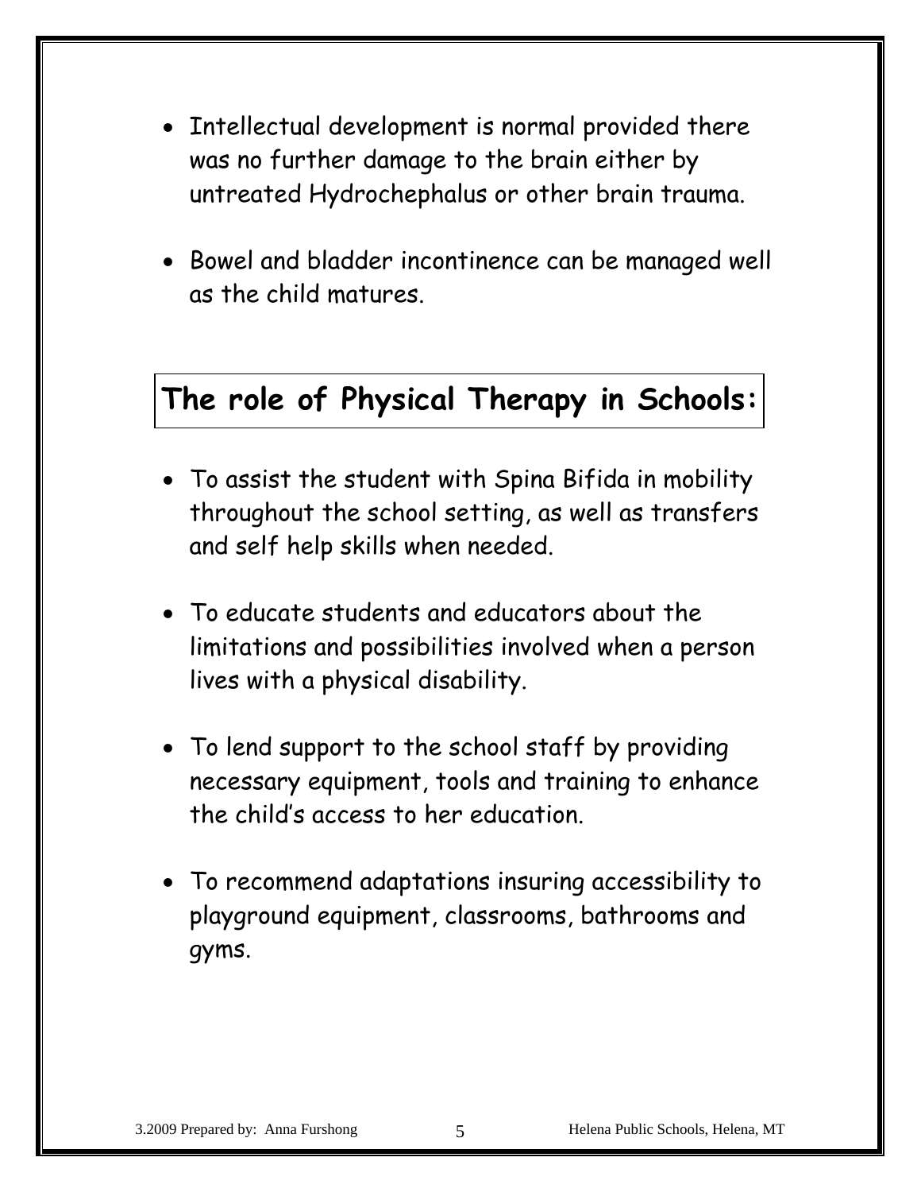- Intellectual development is normal provided there was no further damage to the brain either by untreated Hydrochephalus or other brain trauma.
- Bowel and bladder incontinence can be managed well as the child matures.

## The role of Physical Therapy in Schools:

- To assist the student with Spina Bifida in mobility throughout the school setting, as well as transfers and self help skills when needed.
- To educate students and educators about the limitations and possibilities involved when a person lives with a physical disability.
- To lend support to the school staff by providing necessary equipment, tools and training to enhance the child's access to her education.
- To recommend adaptations insuring accessibility to playground equipment, classrooms, bathrooms and gyms.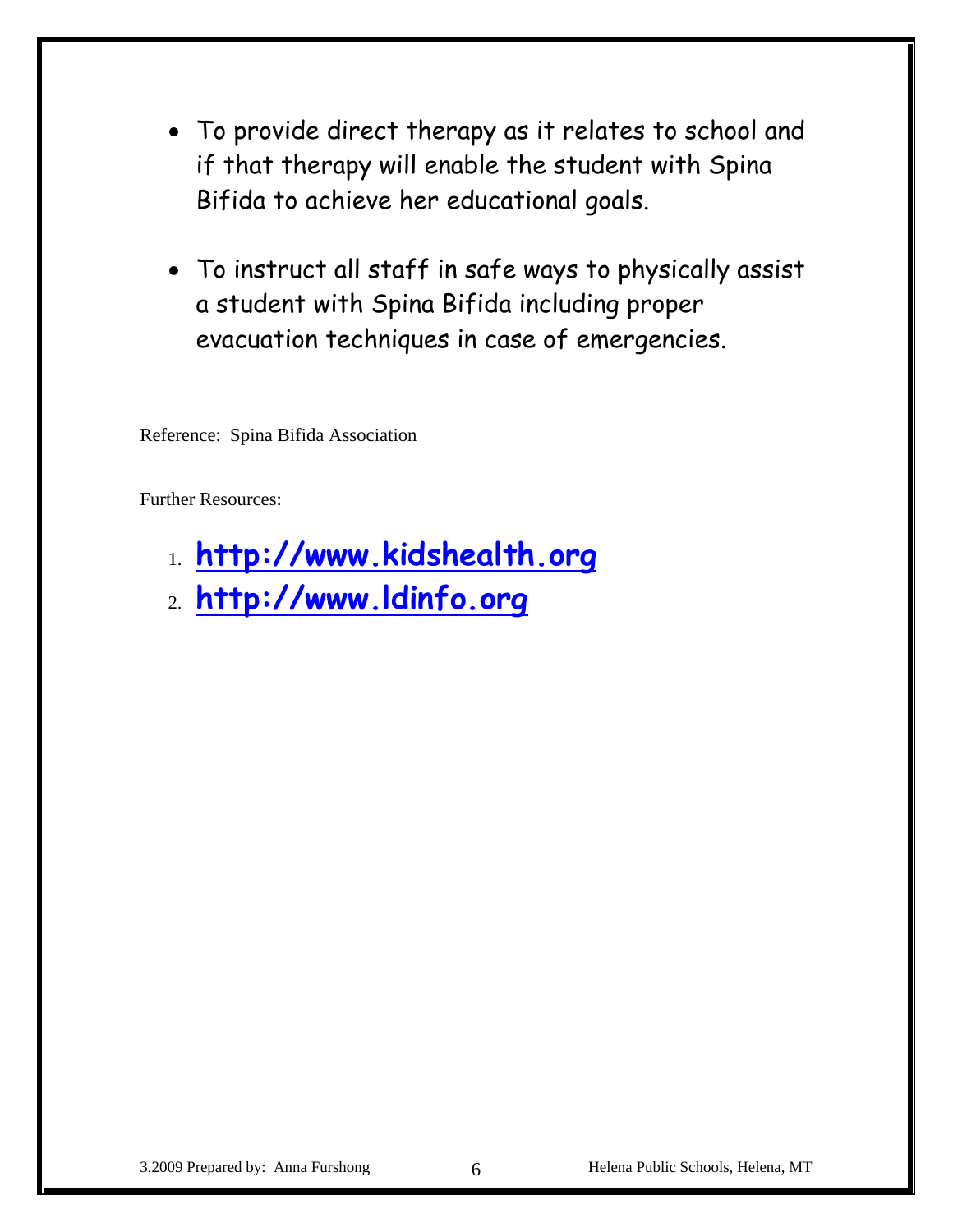- To provide direct therapy as it relates to school and if that therapy will enable the student with Spina Bifida to achieve her educational goals.

- To instruct all staff in safe ways to physically assist a student with Spina Bifida including proper evacuation techniques in case of emergencies.

Reference: Spina Bifida Association

Further Resources:

1. **http://www.kidshealth.org**
2. **http://www.ldinfo.org**